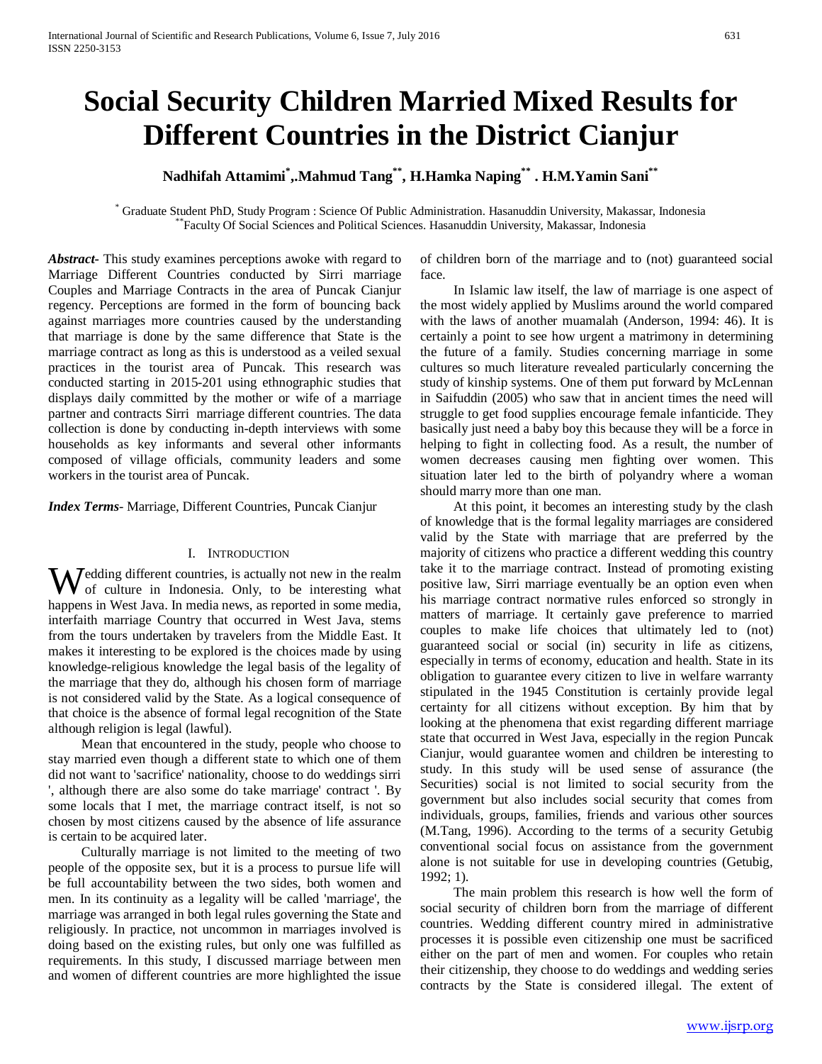# Social Security Children Married Mixed Results for Different Countries in the District Cianjur

**Nadhifah Attamimi[*],.Mahmud Tang[**], H.Hamka Naping[**] . H.M.Yamin Sani[**]**

[*] Graduate Student PhD, Study Program : Science Of Public Administration. Hasanuddin University, Makassar, Indonesia
[**] Faculty Of Social Sciences and Political Sciences. Hasanuddin University, Makassar, Indonesia

***Abstract***- This study examines perceptions awoke with regard to Marriage Different Countries conducted by Sirri marriage Couples and Marriage Contracts in the area of Puncak Cianjur regency. Perceptions are formed in the form of bouncing back against marriages more countries caused by the understanding that marriage is done by the same difference that State is the marriage contract as long as this is understood as a veiled sexual practices in the tourist area of Puncak. This research was conducted starting in 2015-201 using ethnographic studies that displays daily committed by the mother or wife of a marriage partner and contracts Sirri marriage different countries. The data collection is done by conducting in-depth interviews with some households as key informants and several other informants composed of village officials, community leaders and some workers in the tourist area of Puncak.

***Index Terms***- Marriage, Different Countries, Puncak Cianjur

## I. Introduction

Wedding different countries, is actually not new in the realm of culture in Indonesia. Only, to be interesting what happens in West Java. In media news, as reported in some media, interfaith marriage Country that occurred in West Java, stems from the tours undertaken by travelers from the Middle East. It makes it interesting to be explored is the choices made by using knowledge-religious knowledge the legal basis of the legality of the marriage that they do, although his chosen form of marriage is not considered valid by the State. As a logical consequence of that choice is the absence of formal legal recognition of the State although religion is legal (lawful).

Mean that encountered in the study, people who choose to stay married even though a different state to which one of them did not want to 'sacrifice' nationality, choose to do weddings sirri ', although there are also some do take marriage' contract '. By some locals that I met, the marriage contract itself, is not so chosen by most citizens caused by the absence of life assurance is certain to be acquired later.

Culturally marriage is not limited to the meeting of two people of the opposite sex, but it is a process to pursue life will be full accountability between the two sides, both women and men. In its continuity as a legality will be called 'marriage', the marriage was arranged in both legal rules governing the State and religiously. In practice, not uncommon in marriages involved is doing based on the existing rules, but only one was fulfilled as requirements. In this study, I discussed marriage between men and women of different countries are more highlighted the issue of children born of the marriage and to (not) guaranteed social face.

In Islamic law itself, the law of marriage is one aspect of the most widely applied by Muslims around the world compared with the laws of another muamalah (Anderson, 1994: 46). It is certainly a point to see how urgent a matrimony in determining the future of a family. Studies concerning marriage in some cultures so much literature revealed particularly concerning the study of kinship systems. One of them put forward by McLennan in Saifuddin (2005) who saw that in ancient times the need will struggle to get food supplies encourage female infanticide. They basically just need a baby boy this because they will be a force in helping to fight in collecting food. As a result, the number of women decreases causing men fighting over women. This situation later led to the birth of polyandry where a woman should marry more than one man.

At this point, it becomes an interesting study by the clash of knowledge that is the formal legality marriages are considered valid by the State with marriage that are preferred by the majority of citizens who practice a different wedding this country take it to the marriage contract. Instead of promoting existing positive law, Sirri marriage eventually be an option even when his marriage contract normative rules enforced so strongly in matters of marriage. It certainly gave preference to married couples to make life choices that ultimately led to (not) guaranteed social or social (in) security in life as citizens, especially in terms of economy, education and health. State in its obligation to guarantee every citizen to live in welfare warranty stipulated in the 1945 Constitution is certainly provide legal certainty for all citizens without exception. By him that by looking at the phenomena that exist regarding different marriage state that occurred in West Java, especially in the region Puncak Cianjur, would guarantee women and children be interesting to study. In this study will be used sense of assurance (the Securities) social is not limited to social security from the government but also includes social security that comes from individuals, groups, families, friends and various other sources (M.Tang, 1996). According to the terms of a security Getubig conventional social focus on assistance from the government alone is not suitable for use in developing countries (Getubig, 1992; 1).

The main problem this research is how well the form of social security of children born from the marriage of different countries. Wedding different country mired in administrative processes it is possible even citizenship one must be sacrificed either on the part of men and women. For couples who retain their citizenship, they choose to do weddings and wedding series contracts by the State is considered illegal. The extent of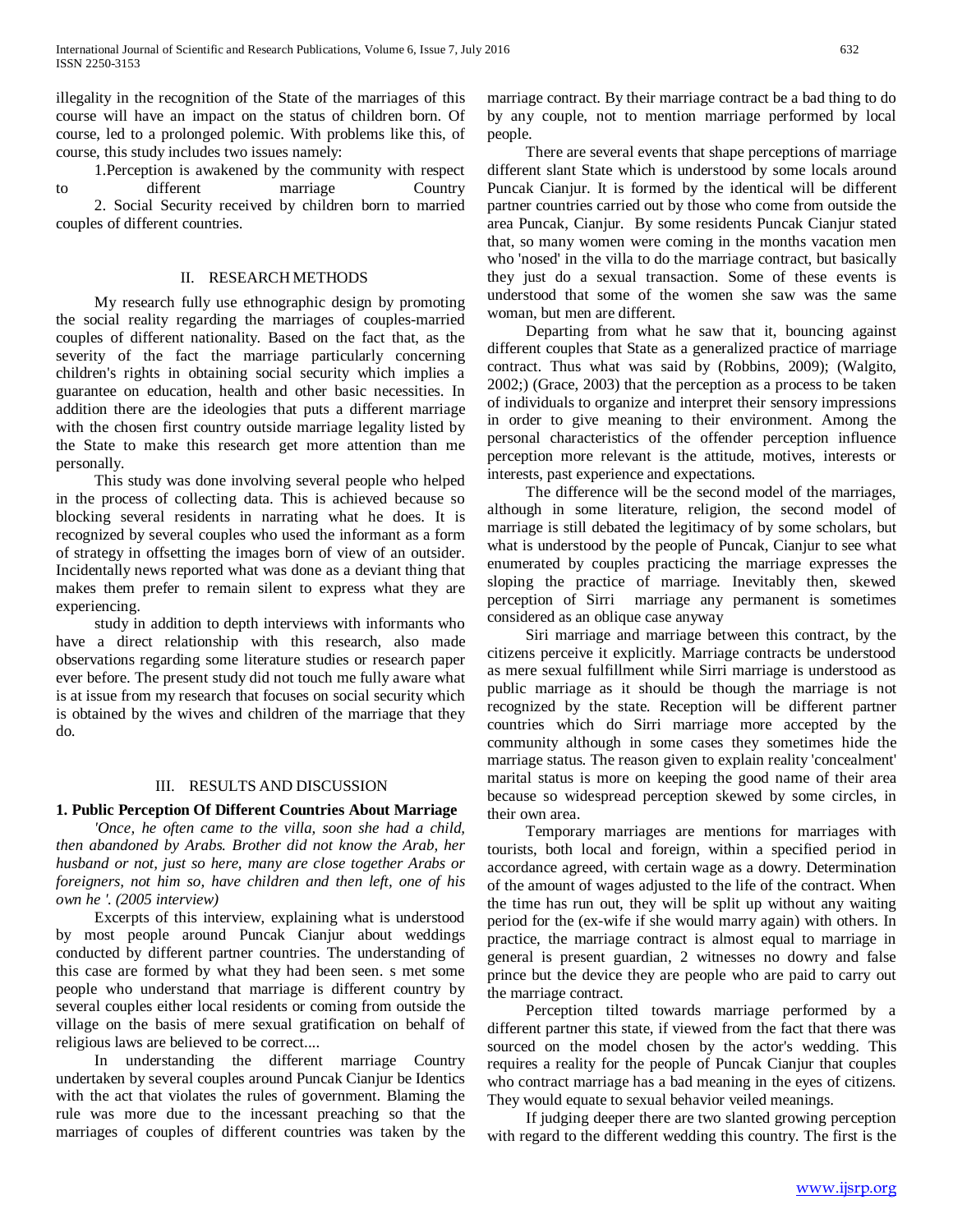illegality in the recognition of the State of the marriages of this course will have an impact on the status of children born. Of course, led to a prolonged polemic. With problems like this, of course, this study includes two issues namely:

1.Perception is awakened by the community with respect to different marriage Country

2. Social Security received by children born to married couples of different countries.

## II. RESEARCH METHODS

My research fully use ethnographic design by promoting the social reality regarding the marriages of couples-married couples of different nationality. Based on the fact that, as the severity of the fact the marriage particularly concerning children's rights in obtaining social security which implies a guarantee on education, health and other basic necessities. In addition there are the ideologies that puts a different marriage with the chosen first country outside marriage legality listed by the State to make this research get more attention than me personally.

This study was done involving several people who helped in the process of collecting data. This is achieved because so blocking several residents in narrating what he does. It is recognized by several couples who used the informant as a form of strategy in offsetting the images born of view of an outsider. Incidentally news reported what was done as a deviant thing that makes them prefer to remain silent to express what they are experiencing.

study in addition to depth interviews with informants who have a direct relationship with this research, also made observations regarding some literature studies or research paper ever before. The present study did not touch me fully aware what is at issue from my research that focuses on social security which is obtained by the wives and children of the marriage that they do.

## III. RESULTS AND DISCUSSION

### 1. Public Perception Of Different Countries About Marriage

*'Once, he often came to the villa, soon she had a child, then abandoned by Arabs. Brother did not know the Arab, her husband or not, just so here, many are close together Arabs or foreigners, not him so, have children and then left, one of his own he '. (2005 interview)*

Excerpts of this interview, explaining what is understood by most people around Puncak Cianjur about weddings conducted by different partner countries. The understanding of this case are formed by what they had been seen. s met some people who understand that marriage is different country by several couples either local residents or coming from outside the village on the basis of mere sexual gratification on behalf of religious laws are believed to be correct....

In understanding the different marriage Country undertaken by several couples around Puncak Cianjur be Identics with the act that violates the rules of government. Blaming the rule was more due to the incessant preaching so that the marriages of couples of different countries was taken by the marriage contract. By their marriage contract be a bad thing to do by any couple, not to mention marriage performed by local people.

There are several events that shape perceptions of marriage different slant State which is understood by some locals around Puncak Cianjur. It is formed by the identical will be different partner countries carried out by those who come from outside the area Puncak, Cianjur. By some residents Puncak Cianjur stated that, so many women were coming in the months vacation men who 'nosed' in the villa to do the marriage contract, but basically they just do a sexual transaction. Some of these events is understood that some of the women she saw was the same woman, but men are different.

Departing from what he saw that it, bouncing against different couples that State as a generalized practice of marriage contract. Thus what was said by (Robbins, 2009); (Walgito, 2002;) (Grace, 2003) that the perception as a process to be taken of individuals to organize and interpret their sensory impressions in order to give meaning to their environment. Among the personal characteristics of the offender perception influence perception more relevant is the attitude, motives, interests or interests, past experience and expectations.

The difference will be the second model of the marriages, although in some literature, religion, the second model of marriage is still debated the legitimacy of by some scholars, but what is understood by the people of Puncak, Cianjur to see what enumerated by couples practicing the marriage expresses the sloping the practice of marriage. Inevitably then, skewed perception of Sirri marriage any permanent is sometimes considered as an oblique case anyway

Siri marriage and marriage between this contract, by the citizens perceive it explicitly. Marriage contracts be understood as mere sexual fulfillment while Sirri marriage is understood as public marriage as it should be though the marriage is not recognized by the state. Reception will be different partner countries which do Sirri marriage more accepted by the community although in some cases they sometimes hide the marriage status. The reason given to explain reality 'concealment' marital status is more on keeping the good name of their area because so widespread perception skewed by some circles, in their own area.

Temporary marriages are mentions for marriages with tourists, both local and foreign, within a specified period in accordance agreed, with certain wage as a dowry. Determination of the amount of wages adjusted to the life of the contract. When the time has run out, they will be split up without any waiting period for the (ex-wife if she would marry again) with others. In practice, the marriage contract is almost equal to marriage in general is present guardian, 2 witnesses no dowry and false prince but the device they are people who are paid to carry out the marriage contract.

Perception tilted towards marriage performed by a different partner this state, if viewed from the fact that there was sourced on the model chosen by the actor's wedding. This requires a reality for the people of Puncak Cianjur that couples who contract marriage has a bad meaning in the eyes of citizens. They would equate to sexual behavior veiled meanings.

If judging deeper there are two slanted growing perception with regard to the different wedding this country. The first is the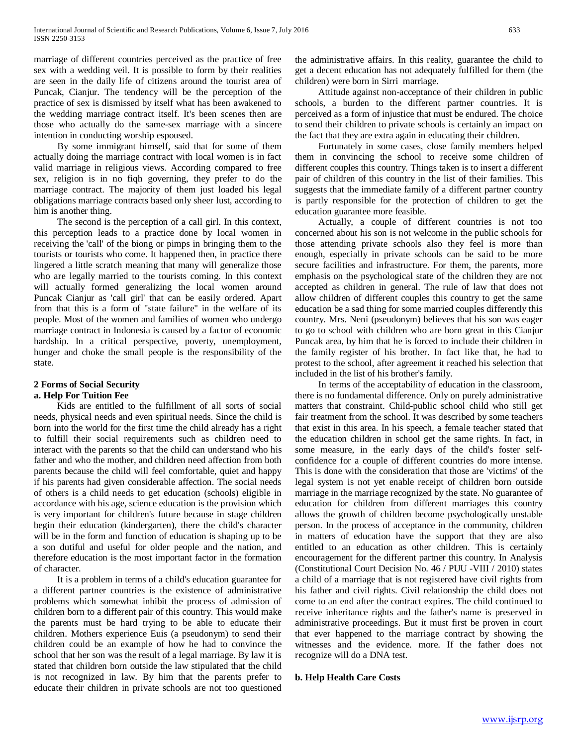marriage of different countries perceived as the practice of free sex with a wedding veil. It is possible to form by their realities are seen in the daily life of citizens around the tourist area of Puncak, Cianjur. The tendency will be the perception of the practice of sex is dismissed by itself what has been awakened to the wedding marriage contract itself. It's been scenes then are those who actually do the same-sex marriage with a sincere intention in conducting worship espoused.

By some immigrant himself, said that for some of them actually doing the marriage contract with local women is in fact valid marriage in religious views. According compared to free sex, religion is in no fiqh governing, they prefer to do the marriage contract. The majority of them just loaded his legal obligations marriage contracts based only sheer lust, according to him is another thing.

The second is the perception of a call girl. In this context, this perception leads to a practice done by local women in receiving the 'call' of the biong or pimps in bringing them to the tourists or tourists who come. It happened then, in practice there lingered a little scratch meaning that many will generalize those who are legally married to the tourists coming. In this context will actually formed generalizing the local women around Puncak Cianjur as 'call girl' that can be easily ordered. Apart from that this is a form of "state failure" in the welfare of its people. Most of the women and families of women who undergo marriage contract in Indonesia is caused by a factor of economic hardship. In a critical perspective, poverty, unemployment, hunger and choke the small people is the responsibility of the state.

### 2 Forms of Social Security

#### a. Help For Tuition Fee

Kids are entitled to the fulfillment of all sorts of social needs, physical needs and even spiritual needs. Since the child is born into the world for the first time the child already has a right to fulfill their social requirements such as children need to interact with the parents so that the child can understand who his father and who the mother, and children need affection from both parents because the child will feel comfortable, quiet and happy if his parents had given considerable affection. The social needs of others is a child needs to get education (schools) eligible in accordance with his age, science education is the provision which is very important for children's future because in stage children begin their education (kindergarten), there the child's character will be in the form and function of education is shaping up to be a son dutiful and useful for older people and the nation, and therefore education is the most important factor in the formation of character.

It is a problem in terms of a child's education guarantee for a different partner countries is the existence of administrative problems which somewhat inhibit the process of admission of children born to a different pair of this country. This would make the parents must be hard trying to be able to educate their children. Mothers experience Euis (a pseudonym) to send their children could be an example of how he had to convince the school that her son was the result of a legal marriage. By law it is stated that children born outside the law stipulated that the child is not recognized in law. By him that the parents prefer to educate their children in private schools are not too questioned the administrative affairs. In this reality, guarantee the child to get a decent education has not adequately fulfilled for them (the children) were born in Sirri marriage.

Attitude against non-acceptance of their children in public schools, a burden to the different partner countries. It is perceived as a form of injustice that must be endured. The choice to send their children to private schools is certainly an impact on the fact that they are extra again in educating their children.

Fortunately in some cases, close family members helped them in convincing the school to receive some children of different couples this country. Things taken is to insert a different pair of children of this country in the list of their families. This suggests that the immediate family of a different partner country is partly responsible for the protection of children to get the education guarantee more feasible.

Actually, a couple of different countries is not too concerned about his son is not welcome in the public schools for those attending private schools also they feel is more than enough, especially in private schools can be said to be more secure facilities and infrastructure. For them, the parents, more emphasis on the psychological state of the children they are not accepted as children in general. The rule of law that does not allow children of different couples this country to get the same education be a sad thing for some married couples differently this country. Mrs. Neni (pseudonym) believes that his son was eager to go to school with children who are born great in this Cianjur Puncak area, by him that he is forced to include their children in the family register of his brother. In fact like that, he had to protest to the school, after agreement it reached his selection that included in the list of his brother's family.

In terms of the acceptability of education in the classroom, there is no fundamental difference. Only on purely administrative matters that constraint. Child-public school child who still get fair treatment from the school. It was described by some teachers that exist in this area. In his speech, a female teacher stated that the education children in school get the same rights. In fact, in some measure, in the early days of the child's foster self-confidence for a couple of different countries do more intense. This is done with the consideration that those are 'victims' of the legal system is not yet enable receipt of children born outside marriage in the marriage recognized by the state. No guarantee of education for children from different marriages this country allows the growth of children become psychologically unstable person. In the process of acceptance in the community, children in matters of education have the support that they are also entitled to an education as other children. This is certainly encouragement for the different partner this country. In Analysis (Constitutional Court Decision No. 46 / PUU -VIII / 2010) states a child of a marriage that is not registered have civil rights from his father and civil rights. Civil relationship the child does not come to an end after the contract expires. The child continued to receive inheritance rights and the father's name is preserved in administrative proceedings. But it must first be proven in court that ever happened to the marriage contract by showing the witnesses and the evidence. more. If the father does not recognize will do a DNA test.

#### b. Help Health Care Costs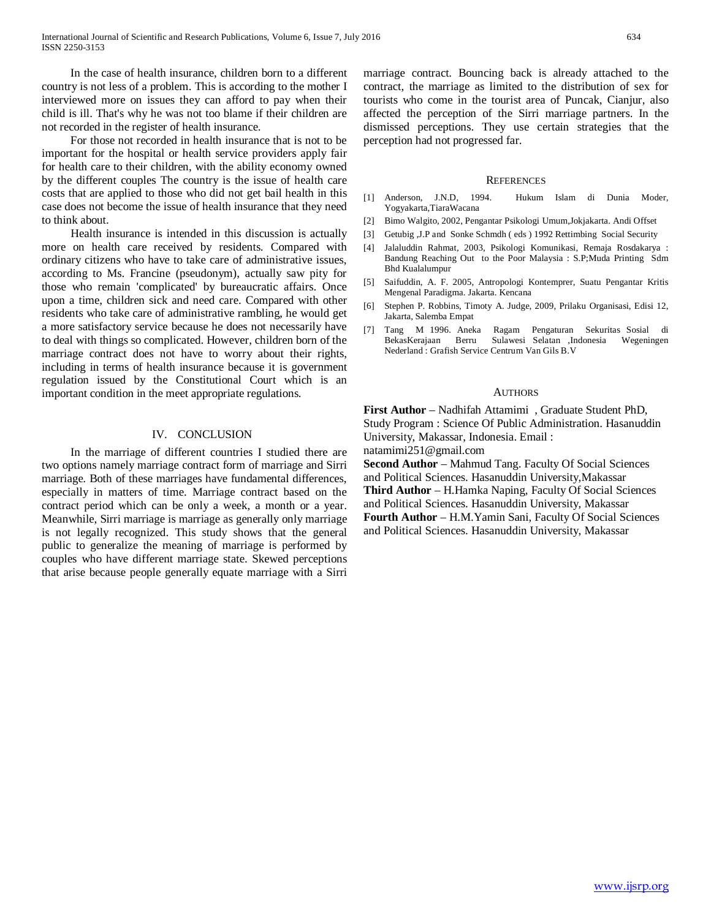In the case of health insurance, children born to a different country is not less of a problem. This is according to the mother I interviewed more on issues they can afford to pay when their child is ill. That's why he was not too blame if their children are not recorded in the register of health insurance.

For those not recorded in health insurance that is not to be important for the hospital or health service providers apply fair for health care to their children, with the ability economy owned by the different couples The country is the issue of health care costs that are applied to those who did not get bail health in this case does not become the issue of health insurance that they need to think about.

Health insurance is intended in this discussion is actually more on health care received by residents. Compared with ordinary citizens who have to take care of administrative issues, according to Ms. Francine (pseudonym), actually saw pity for those who remain 'complicated' by bureaucratic affairs. Once upon a time, children sick and need care. Compared with other residents who take care of administrative rambling, he would get a more satisfactory service because he does not necessarily have to deal with things so complicated. However, children born of the marriage contract does not have to worry about their rights, including in terms of health insurance because it is government regulation issued by the Constitutional Court which is an important condition in the meet appropriate regulations.

## IV. CONCLUSION

In the marriage of different countries I studied there are two options namely marriage contract form of marriage and Sirri marriage. Both of these marriages have fundamental differences, especially in matters of time. Marriage contract based on the contract period which can be only a week, a month or a year. Meanwhile, Sirri marriage is marriage as generally only marriage is not legally recognized. This study shows that the general public to generalize the meaning of marriage is performed by couples who have different marriage state. Skewed perceptions that arise because people generally equate marriage with a Sirri marriage contract. Bouncing back is already attached to the contract, the marriage as limited to the distribution of sex for tourists who come in the tourist area of Puncak, Cianjur, also affected the perception of the Sirri marriage partners. In the dismissed perceptions. They use certain strategies that the perception had not progressed far.

## REFERENCES

[1] Anderson, J.N.D, 1994. Hukum Islam di Dunia Moder, Yogyakarta,TiaraWacana

[2] Bimo Walgito, 2002, Pengantar Psikologi Umum,Jokjakarta. Andi Offset

[3] Getubig ,J.P and Sonke Schmdh ( eds ) 1992 Rettimbing Social Security

[4] Jalaluddin Rahmat, 2003, Psikologi Komunikasi, Remaja Rosdakarya : Bandung Reaching Out to the Poor Malaysia : S.P;Muda Printing Sdm Bhd Kualalumpur

[5] Saifuddin, A. F. 2005, Antropologi Kontemprer, Suatu Pengantar Kritis Mengenal Paradigma. Jakarta. Kencana

[6] Stephen P. Robbins, Timoty A. Judge, 2009, Prilaku Organisasi, Edisi 12, Jakarta, Salemba Empat

[7] Tang M 1996. Aneka Ragam Pengaturan Sekuritas Sosial di BekasKerajaan Berru Sulawesi Selatan ,Indonesia Wegeningen Nederland : Grafish Service Centrum Van Gils B.V

## AUTHORS

**First Author** – Nadhifah Attamimi , Graduate Student PhD, Study Program : Science Of Public Administration. Hasanuddin University, Makassar, Indonesia. Email : natamimi251@gmail.com

**Second Author** – Mahmud Tang. Faculty Of Social Sciences and Political Sciences. Hasanuddin University,Makassar

**Third Author** – H.Hamka Naping, Faculty Of Social Sciences and Political Sciences. Hasanuddin University, Makassar

**Fourth Author** – H.M.Yamin Sani, Faculty Of Social Sciences and Political Sciences. Hasanuddin University, Makassar